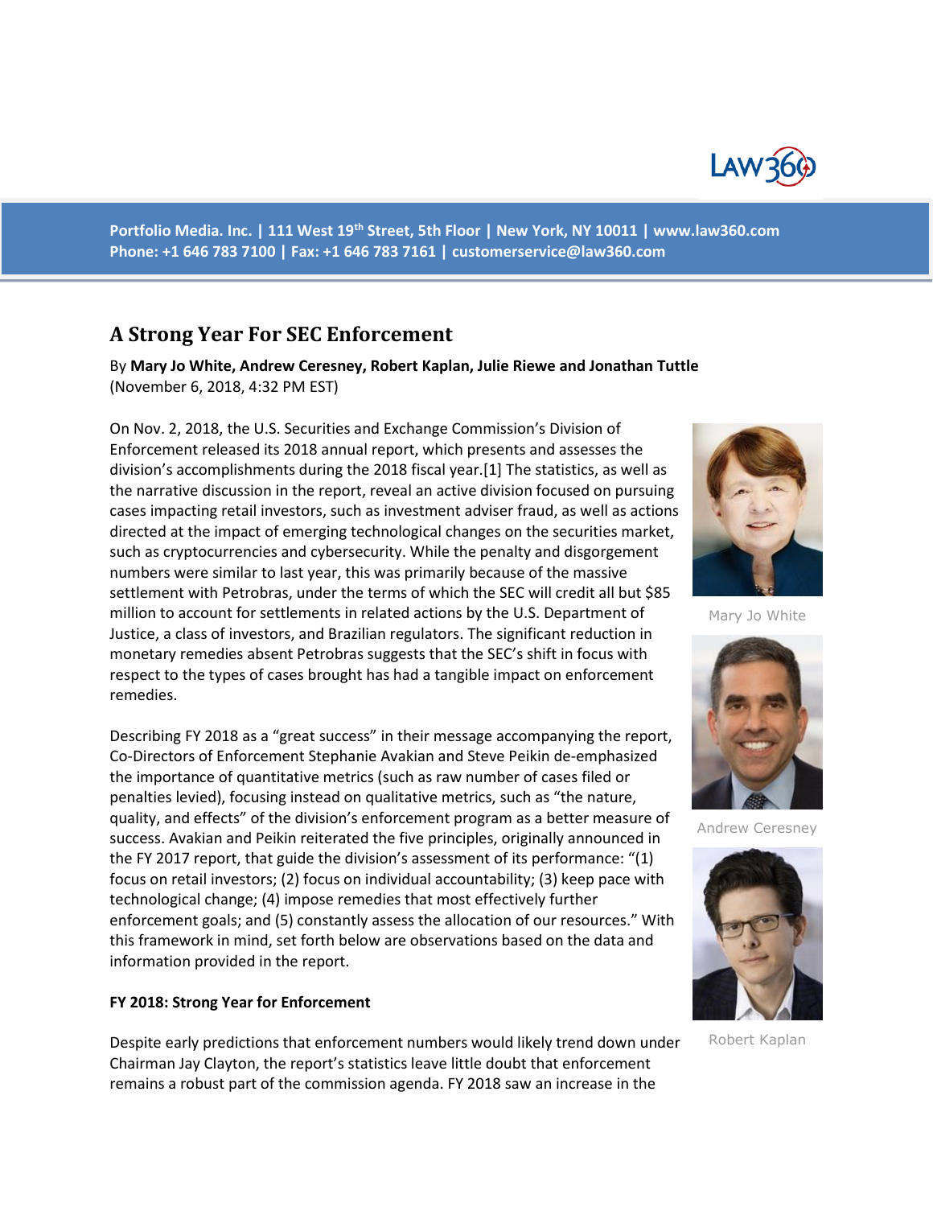Portfolio Media. Inc. | 111 West 19th Street, 5th Floor | New York, NY 10011 | www.law360.com
Phone: +1 646 783 7100 | Fax: +1 646 783 7161 | customerservice@law360.com

# A Strong Year For SEC Enforcement

By **Mary Jo White, Andrew Ceresney, Robert Kaplan, Julie Riewe and Jonathan Tuttle**
(November 6, 2018, 4:32 PM EST)

On Nov. 2, 2018, the U.S. Securities and Exchange Commission's Division of Enforcement released its 2018 annual report, which presents and assesses the division's accomplishments during the 2018 fiscal year.[1] The statistics, as well as the narrative discussion in the report, reveal an active division focused on pursuing cases impacting retail investors, such as investment adviser fraud, as well as actions directed at the impact of emerging technological changes on the securities market, such as cryptocurrencies and cybersecurity. While the penalty and disgorgement numbers were similar to last year, this was primarily because of the massive settlement with Petrobras, under the terms of which the SEC will credit all but $85 million to account for settlements in related actions by the U.S. Department of Justice, a class of investors, and Brazilian regulators. The significant reduction in monetary remedies absent Petrobras suggests that the SEC's shift in focus with respect to the types of cases brought has had a tangible impact on enforcement remedies.

Mary Jo White

Andrew Ceresney

Robert Kaplan

Describing FY 2018 as a "great success" in their message accompanying the report, Co-Directors of Enforcement Stephanie Avakian and Steve Peikin de-emphasized the importance of quantitative metrics (such as raw number of cases filed or penalties levied), focusing instead on qualitative metrics, such as "the nature, quality, and effects" of the division's enforcement program as a better measure of success. Avakian and Peikin reiterated the five principles, originally announced in the FY 2017 report, that guide the division's assessment of its performance: "(1) focus on retail investors; (2) focus on individual accountability; (3) keep pace with technological change; (4) impose remedies that most effectively further enforcement goals; and (5) constantly assess the allocation of our resources." With this framework in mind, set forth below are observations based on the data and information provided in the report.

**FY 2018: Strong Year for Enforcement**

Despite early predictions that enforcement numbers would likely trend down under Chairman Jay Clayton, the report's statistics leave little doubt that enforcement remains a robust part of the commission agenda. FY 2018 saw an increase in the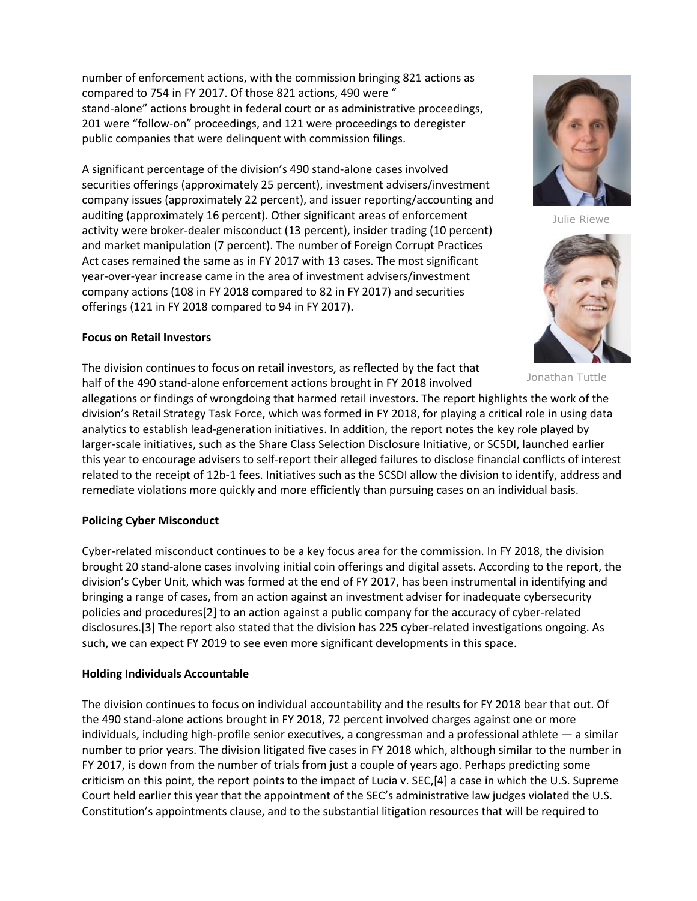number of enforcement actions, with the commission bringing 821 actions as compared to 754 in FY 2017. Of those 821 actions, 490 were " stand-alone" actions brought in federal court or as administrative proceedings, 201 were "follow-on" proceedings, and 121 were proceedings to deregister public companies that were delinquent with commission filings.

A significant percentage of the division's 490 stand-alone cases involved securities offerings (approximately 25 percent), investment advisers/investment company issues (approximately 22 percent), and issuer reporting/accounting and auditing (approximately 16 percent). Other significant areas of enforcement activity were broker-dealer misconduct (13 percent), insider trading (10 percent) and market manipulation (7 percent). The number of Foreign Corrupt Practices Act cases remained the same as in FY 2017 with 13 cases. The most significant year-over-year increase came in the area of investment advisers/investment company actions (108 in FY 2018 compared to 82 in FY 2017) and securities offerings (121 in FY 2018 compared to 94 in FY 2017).

Julie Riewe

Jonathan Tuttle

**Focus on Retail Investors**

The division continues to focus on retail investors, as reflected by the fact that half of the 490 stand-alone enforcement actions brought in FY 2018 involved allegations or findings of wrongdoing that harmed retail investors. The report highlights the work of the division's Retail Strategy Task Force, which was formed in FY 2018, for playing a critical role in using data analytics to establish lead-generation initiatives. In addition, the report notes the key role played by larger-scale initiatives, such as the Share Class Selection Disclosure Initiative, or SCSDI, launched earlier this year to encourage advisers to self-report their alleged failures to disclose financial conflicts of interest related to the receipt of 12b-1 fees. Initiatives such as the SCSDI allow the division to identify, address and remediate violations more quickly and more efficiently than pursuing cases on an individual basis.

**Policing Cyber Misconduct**

Cyber-related misconduct continues to be a key focus area for the commission. In FY 2018, the division brought 20 stand-alone cases involving initial coin offerings and digital assets. According to the report, the division's Cyber Unit, which was formed at the end of FY 2017, has been instrumental in identifying and bringing a range of cases, from an action against an investment adviser for inadequate cybersecurity policies and procedures[2] to an action against a public company for the accuracy of cyber-related disclosures.[3] The report also stated that the division has 225 cyber-related investigations ongoing. As such, we can expect FY 2019 to see even more significant developments in this space.

**Holding Individuals Accountable**

The division continues to focus on individual accountability and the results for FY 2018 bear that out. Of the 490 stand-alone actions brought in FY 2018, 72 percent involved charges against one or more individuals, including high-profile senior executives, a congressman and a professional athlete — a similar number to prior years. The division litigated five cases in FY 2018 which, although similar to the number in FY 2017, is down from the number of trials from just a couple of years ago. Perhaps predicting some criticism on this point, the report points to the impact of Lucia v. SEC,[4] a case in which the U.S. Supreme Court held earlier this year that the appointment of the SEC's administrative law judges violated the U.S. Constitution's appointments clause, and to the substantial litigation resources that will be required to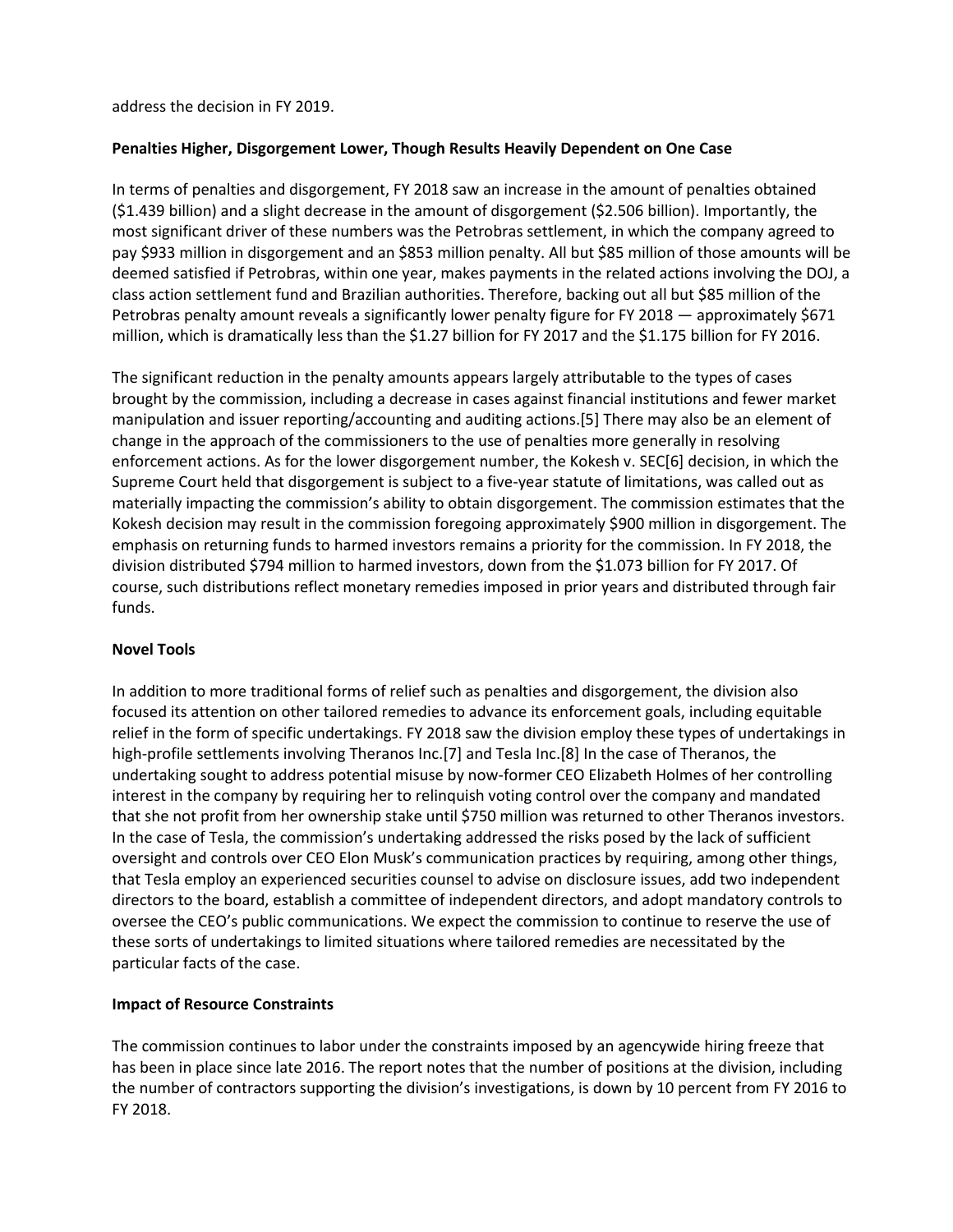address the decision in FY 2019.

**Penalties Higher, Disgorgement Lower, Though Results Heavily Dependent on One Case**

In terms of penalties and disgorgement, FY 2018 saw an increase in the amount of penalties obtained ($1.439 billion) and a slight decrease in the amount of disgorgement ($2.506 billion). Importantly, the most significant driver of these numbers was the Petrobras settlement, in which the company agreed to pay $933 million in disgorgement and an $853 million penalty. All but $85 million of those amounts will be deemed satisfied if Petrobras, within one year, makes payments in the related actions involving the DOJ, a class action settlement fund and Brazilian authorities. Therefore, backing out all but $85 million of the Petrobras penalty amount reveals a significantly lower penalty figure for FY 2018 — approximately $671 million, which is dramatically less than the $1.27 billion for FY 2017 and the $1.175 billion for FY 2016.

The significant reduction in the penalty amounts appears largely attributable to the types of cases brought by the commission, including a decrease in cases against financial institutions and fewer market manipulation and issuer reporting/accounting and auditing actions.[5] There may also be an element of change in the approach of the commissioners to the use of penalties more generally in resolving enforcement actions. As for the lower disgorgement number, the Kokesh v. SEC[6] decision, in which the Supreme Court held that disgorgement is subject to a five-year statute of limitations, was called out as materially impacting the commission's ability to obtain disgorgement. The commission estimates that the Kokesh decision may result in the commission foregoing approximately $900 million in disgorgement. The emphasis on returning funds to harmed investors remains a priority for the commission. In FY 2018, the division distributed $794 million to harmed investors, down from the $1.073 billion for FY 2017. Of course, such distributions reflect monetary remedies imposed in prior years and distributed through fair funds.

**Novel Tools**

In addition to more traditional forms of relief such as penalties and disgorgement, the division also focused its attention on other tailored remedies to advance its enforcement goals, including equitable relief in the form of specific undertakings. FY 2018 saw the division employ these types of undertakings in high-profile settlements involving Theranos Inc.[7] and Tesla Inc.[8] In the case of Theranos, the undertaking sought to address potential misuse by now-former CEO Elizabeth Holmes of her controlling interest in the company by requiring her to relinquish voting control over the company and mandated that she not profit from her ownership stake until $750 million was returned to other Theranos investors. In the case of Tesla, the commission's undertaking addressed the risks posed by the lack of sufficient oversight and controls over CEO Elon Musk's communication practices by requiring, among other things, that Tesla employ an experienced securities counsel to advise on disclosure issues, add two independent directors to the board, establish a committee of independent directors, and adopt mandatory controls to oversee the CEO's public communications. We expect the commission to continue to reserve the use of these sorts of undertakings to limited situations where tailored remedies are necessitated by the particular facts of the case.

**Impact of Resource Constraints**

The commission continues to labor under the constraints imposed by an agencywide hiring freeze that has been in place since late 2016. The report notes that the number of positions at the division, including the number of contractors supporting the division's investigations, is down by 10 percent from FY 2016 to FY 2018.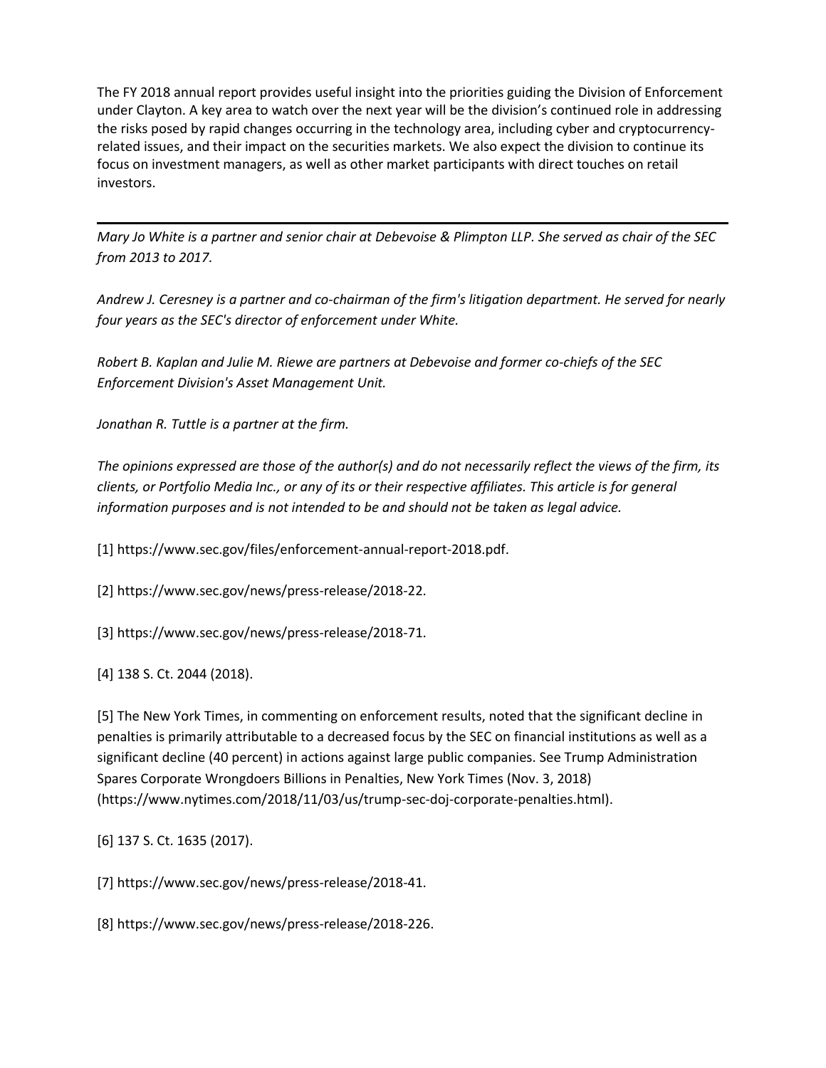The FY 2018 annual report provides useful insight into the priorities guiding the Division of Enforcement under Clayton. A key area to watch over the next year will be the division's continued role in addressing the risks posed by rapid changes occurring in the technology area, including cyber and cryptocurrency-related issues, and their impact on the securities markets. We also expect the division to continue its focus on investment managers, as well as other market participants with direct touches on retail investors.

---

*Mary Jo White is a partner and senior chair at Debevoise & Plimpton LLP. She served as chair of the SEC from 2013 to 2017.*

*Andrew J. Ceresney is a partner and co-chairman of the firm's litigation department. He served for nearly four years as the SEC's director of enforcement under White.*

*Robert B. Kaplan and Julie M. Riewe are partners at Debevoise and former co-chiefs of the SEC Enforcement Division's Asset Management Unit.*

*Jonathan R. Tuttle is a partner at the firm.*

*The opinions expressed are those of the author(s) and do not necessarily reflect the views of the firm, its clients, or Portfolio Media Inc., or any of its or their respective affiliates. This article is for general information purposes and is not intended to be and should not be taken as legal advice.*

[1] https://www.sec.gov/files/enforcement-annual-report-2018.pdf.

[2] https://www.sec.gov/news/press-release/2018-22.

[3] https://www.sec.gov/news/press-release/2018-71.

[4] 138 S. Ct. 2044 (2018).

[5] The New York Times, in commenting on enforcement results, noted that the significant decline in penalties is primarily attributable to a decreased focus by the SEC on financial institutions as well as a significant decline (40 percent) in actions against large public companies. See Trump Administration Spares Corporate Wrongdoers Billions in Penalties, New York Times (Nov. 3, 2018) (https://www.nytimes.com/2018/11/03/us/trump-sec-doj-corporate-penalties.html).

[6] 137 S. Ct. 1635 (2017).

[7] https://www.sec.gov/news/press-release/2018-41.

[8] https://www.sec.gov/news/press-release/2018-226.